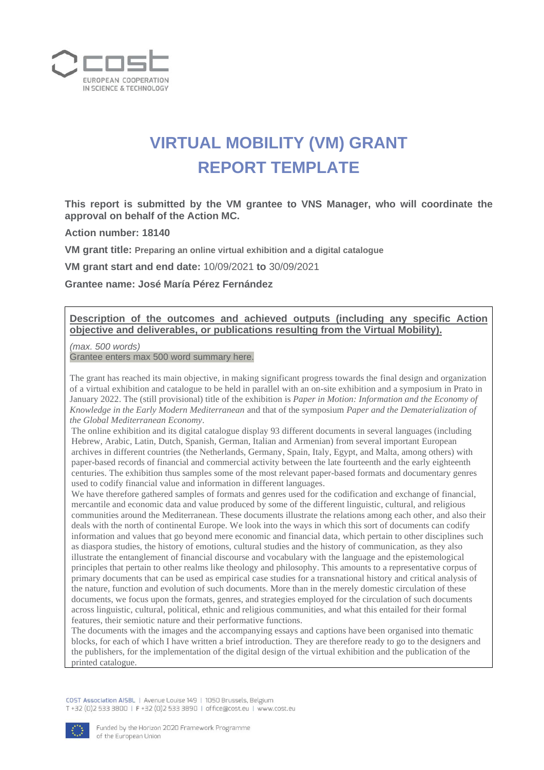COST
EUROPEAN COOPERATION IN SCIENCE & TECHNOLOGY

# VIRTUAL MOBILITY (VM) GRANT REPORT TEMPLATE

**This report is submitted by the VM grantee to VNS Manager, who will coordinate the approval on behalf of the Action MC.**

**Action number: 18140**

**VM grant title:** **Preparing an online virtual exhibition and a digital catalogue**

**VM grant start and end date:** 10/09/2021 **to** 30/09/2021

**Grantee name: José María Pérez Fernández**

## Description of the outcomes and achieved outputs (including any specific Action objective and deliverables, or publications resulting from the Virtual Mobility).

*(max. 500 words)*
Grantee enters max 500 word summary here.

The grant has reached its main objective, in making significant progress towards the final design and organization of a virtual exhibition and catalogue to be held in parallel with an on-site exhibition and a symposium in Prato in January 2022. The (still provisional) title of the exhibition is *Paper in Motion: Information and the Economy of Knowledge in the Early Modern Mediterranean* and that of the symposium *Paper and the Dematerialization of the Global Mediterranean Economy*.

The online exhibition and its digital catalogue display 93 different documents in several languages (including Hebrew, Arabic, Latin, Dutch, Spanish, German, Italian and Armenian) from several important European archives in different countries (the Netherlands, Germany, Spain, Italy, Egypt, and Malta, among others) with paper-based records of financial and commercial activity between the late fourteenth and the early eighteenth centuries. The exhibition thus samples some of the most relevant paper-based formats and documentary genres used to codify financial value and information in different languages.

We have therefore gathered samples of formats and genres used for the codification and exchange of financial, mercantile and economic data and value produced by some of the different linguistic, cultural, and religious communities around the Mediterranean. These documents illustrate the relations among each other, and also their deals with the north of continental Europe. We look into the ways in which this sort of documents can codify information and values that go beyond mere economic and financial data, which pertain to other disciplines such as diaspora studies, the history of emotions, cultural studies and the history of communication, as they also illustrate the entanglement of financial discourse and vocabulary with the language and the epistemological principles that pertain to other realms like theology and philosophy. This amounts to a representative corpus of primary documents that can be used as empirical case studies for a transnational history and critical analysis of the nature, function and evolution of such documents. More than in the merely domestic circulation of these documents, we focus upon the formats, genres, and strategies employed for the circulation of such documents across linguistic, cultural, political, ethnic and religious communities, and what this entailed for their formal features, their semiotic nature and their performative functions.

The documents with the images and the accompanying essays and captions have been organised into thematic blocks, for each of which I have written a brief introduction. They are therefore ready to go to the designers and the publishers, for the implementation of the digital design of the virtual exhibition and the publication of the printed catalogue.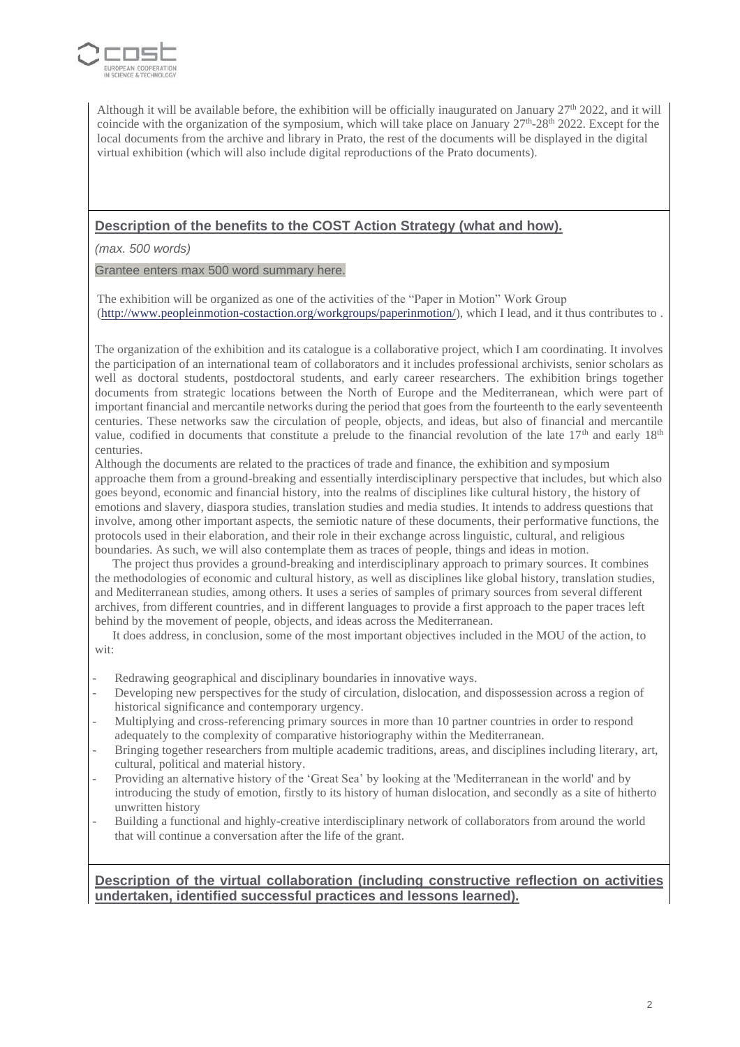Although it will be available before, the exhibition will be officially inaugurated on January 27th 2022, and it will coincide with the organization of the symposium, which will take place on January 27th-28th 2022. Except for the local documents from the archive and library in Prato, the rest of the documents will be displayed in the digital virtual exhibition (which will also include digital reproductions of the Prato documents).

## Description of the benefits to the COST Action Strategy (what and how).

*(max. 500 words)*

Grantee enters max 500 word summary here.

The exhibition will be organized as one of the activities of the "Paper in Motion" Work Group (http://www.peopleinmotion-costaction.org/workgroups/paperinmotion/), which I lead, and it thus contributes to .

The organization of the exhibition and its catalogue is a collaborative project, which I am coordinating. It involves the participation of an international team of collaborators and it includes professional archivists, senior scholars as well as doctoral students, postdoctoral students, and early career researchers. The exhibition brings together documents from strategic locations between the North of Europe and the Mediterranean, which were part of important financial and mercantile networks during the period that goes from the fourteenth to the early seventeenth centuries. These networks saw the circulation of people, objects, and ideas, but also of financial and mercantile value, codified in documents that constitute a prelude to the financial revolution of the late 17th and early 18th centuries.

Although the documents are related to the practices of trade and finance, the exhibition and symposium approache them from a ground-breaking and essentially interdisciplinary perspective that includes, but which also goes beyond, economic and financial history, into the realms of disciplines like cultural history, the history of emotions and slavery, diaspora studies, translation studies and media studies. It intends to address questions that involve, among other important aspects, the semiotic nature of these documents, their performative functions, the protocols used in their elaboration, and their role in their exchange across linguistic, cultural, and religious boundaries. As such, we will also contemplate them as traces of people, things and ideas in motion.

The project thus provides a ground-breaking and interdisciplinary approach to primary sources. It combines the methodologies of economic and cultural history, as well as disciplines like global history, translation studies, and Mediterranean studies, among others. It uses a series of samples of primary sources from several different archives, from different countries, and in different languages to provide a first approach to the paper traces left behind by the movement of people, objects, and ideas across the Mediterranean.

It does address, in conclusion, some of the most important objectives included in the MOU of the action, to wit:

- Redrawing geographical and disciplinary boundaries in innovative ways.
- Developing new perspectives for the study of circulation, dislocation, and dispossession across a region of historical significance and contemporary urgency.
- Multiplying and cross-referencing primary sources in more than 10 partner countries in order to respond adequately to the complexity of comparative historiography within the Mediterranean.
- Bringing together researchers from multiple academic traditions, areas, and disciplines including literary, art, cultural, political and material history.
- Providing an alternative history of the 'Great Sea' by looking at the 'Mediterranean in the world' and by introducing the study of emotion, firstly to its history of human dislocation, and secondly as a site of hitherto unwritten history
- Building a functional and highly-creative interdisciplinary network of collaborators from around the world that will continue a conversation after the life of the grant.

## Description of the virtual collaboration (including constructive reflection on activities undertaken, identified successful practices and lessons learned).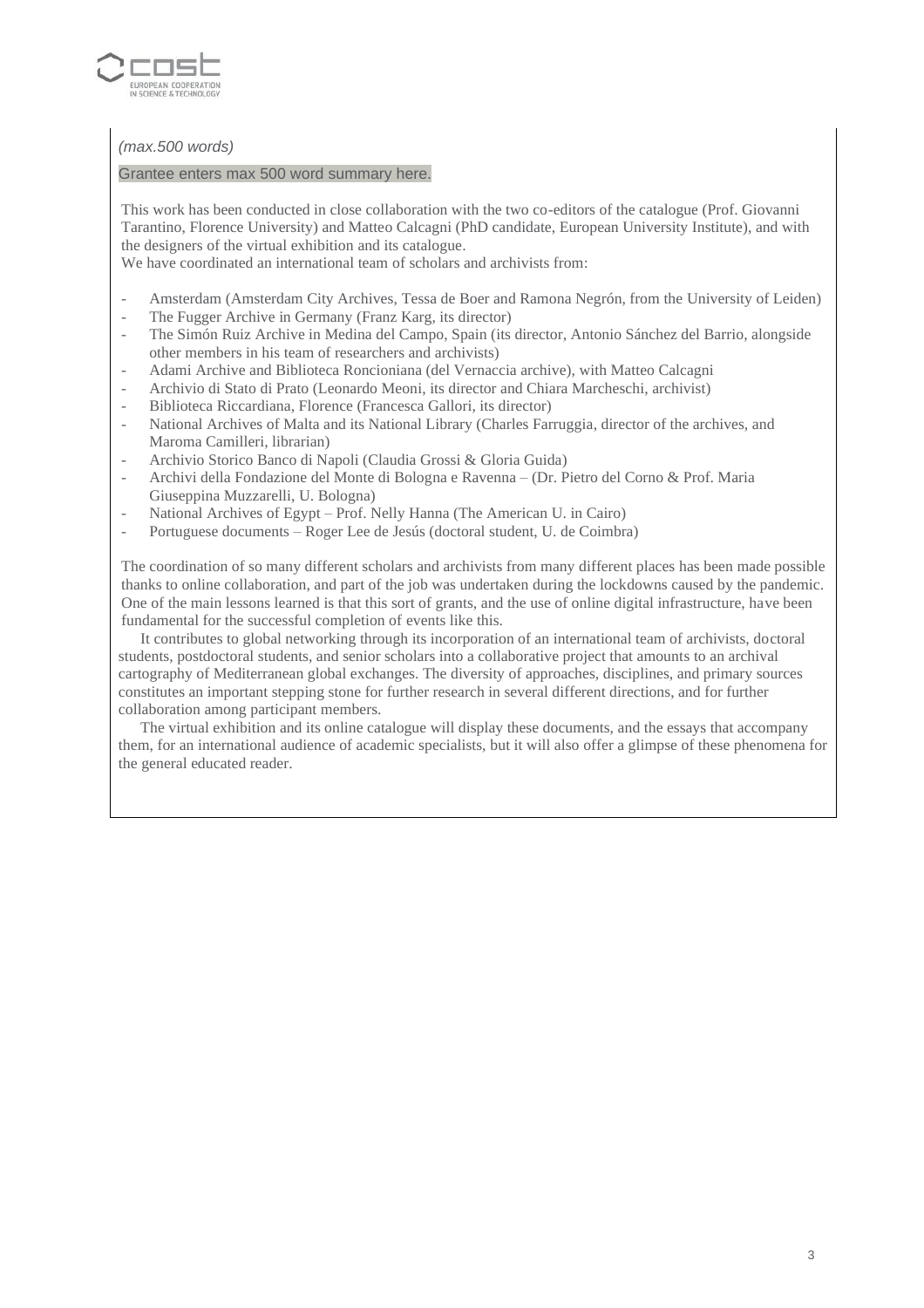*(max.500 words)*

Grantee enters max 500 word summary here.

This work has been conducted in close collaboration with the two co-editors of the catalogue (Prof. Giovanni Tarantino, Florence University) and Matteo Calcagni (PhD candidate, European University Institute), and with the designers of the virtual exhibition and its catalogue.
We have coordinated an international team of scholars and archivists from:

- Amsterdam (Amsterdam City Archives, Tessa de Boer and Ramona Negrón, from the University of Leiden)
- The Fugger Archive in Germany (Franz Karg, its director)
- The Simón Ruiz Archive in Medina del Campo, Spain (its director, Antonio Sánchez del Barrio, alongside other members in his team of researchers and archivists)
- Adami Archive and Biblioteca Roncioniana (del Vernaccia archive), with Matteo Calcagni
- Archivio di Stato di Prato (Leonardo Meoni, its director and Chiara Marcheschi, archivist)
- Biblioteca Riccardiana, Florence (Francesca Gallori, its director)
- National Archives of Malta and its National Library (Charles Farruggia, director of the archives, and Maroma Camilleri, librarian)
- Archivio Storico Banco di Napoli (Claudia Grossi & Gloria Guida)
- Archivi della Fondazione del Monte di Bologna e Ravenna – (Dr. Pietro del Corno & Prof. Maria Giuseppina Muzzarelli, U. Bologna)
- National Archives of Egypt – Prof. Nelly Hanna (The American U. in Cairo)
- Portuguese documents – Roger Lee de Jesús (doctoral student, U. de Coimbra)

The coordination of so many different scholars and archivists from many different places has been made possible thanks to online collaboration, and part of the job was undertaken during the lockdowns caused by the pandemic. One of the main lessons learned is that this sort of grants, and the use of online digital infrastructure, have been fundamental for the successful completion of events like this.

It contributes to global networking through its incorporation of an international team of archivists, doctoral students, postdoctoral students, and senior scholars into a collaborative project that amounts to an archival cartography of Mediterranean global exchanges. The diversity of approaches, disciplines, and primary sources constitutes an important stepping stone for further research in several different directions, and for further collaboration among participant members.

The virtual exhibition and its online catalogue will display these documents, and the essays that accompany them, for an international audience of academic specialists, but it will also offer a glimpse of these phenomena for the general educated reader.